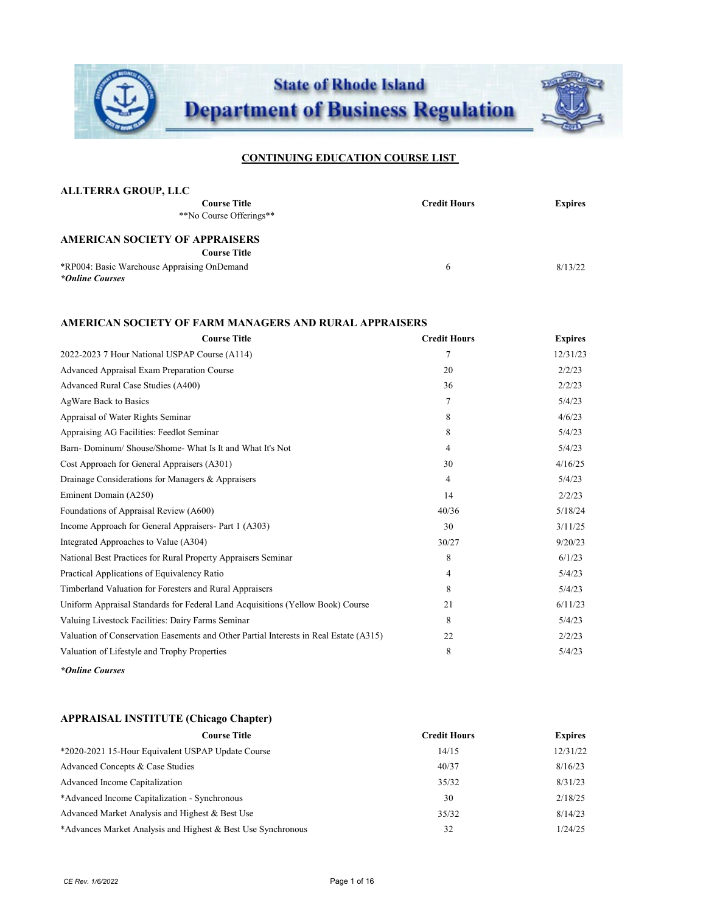State of Rhode Island
Department of Business Regulation

# CONTINUING EDUCATION COURSE LIST

## ALLTERRA GROUP, LLC

| Course Title | Credit Hours | Expires |
|---|---|---|
| **No Course Offerings** | | |

## AMERICAN SOCIETY OF APPRAISERS

| Course Title | Credit Hours | Expires |
|---|---|---|
| *RP004: Basic Warehouse Appraising OnDemand | 6 | 8/13/22 |

***Online Courses**

## AMERICAN SOCIETY OF FARM MANAGERS AND RURAL APPRAISERS

| Course Title | Credit Hours | Expires |
|---|---|---|
| 2022-2023 7 Hour National USPAP Course (A114) | 7 | 12/31/23 |
| Advanced Appraisal Exam Preparation Course | 20 | 2/2/23 |
| Advanced Rural Case Studies (A400) | 36 | 2/2/23 |
| AgWare Back to Basics | 7 | 5/4/23 |
| Appraisal of Water Rights Seminar | 8 | 4/6/23 |
| Appraising AG Facilities: Feedlot Seminar | 8 | 5/4/23 |
| Barn- Dominum/ Shouse/Shome- What Is It and What It's Not | 4 | 5/4/23 |
| Cost Approach for General Appraisers (A301) | 30 | 4/16/25 |
| Drainage Considerations for Managers & Appraisers | 4 | 5/4/23 |
| Eminent Domain (A250) | 14 | 2/2/23 |
| Foundations of Appraisal Review (A600) | 40/36 | 5/18/24 |
| Income Approach for General Appraisers- Part 1 (A303) | 30 | 3/11/25 |
| Integrated Approaches to Value (A304) | 30/27 | 9/20/23 |
| National Best Practices for Rural Property Appraisers Seminar | 8 | 6/1/23 |
| Practical Applications of Equivalency Ratio | 4 | 5/4/23 |
| Timberland Valuation for Foresters and Rural Appraisers | 8 | 5/4/23 |
| Uniform Appraisal Standards for Federal Land Acquisitions (Yellow Book) Course | 21 | 6/11/23 |
| Valuing Livestock Facilities: Dairy Farms Seminar | 8 | 5/4/23 |
| Valuation of Conservation Easements and Other Partial Interests in Real Estate (A315) | 22 | 2/2/23 |
| Valuation of Lifestyle and Trophy Properties | 8 | 5/4/23 |

***Online Courses**

## APPRAISAL INSTITUTE (Chicago Chapter)

| Course Title | Credit Hours | Expires |
|---|---|---|
| *2020-2021 15-Hour Equivalent USPAP Update Course | 14/15 | 12/31/22 |
| Advanced Concepts & Case Studies | 40/37 | 8/16/23 |
| Advanced Income Capitalization | 35/32 | 8/31/23 |
| *Advanced Income Capitalization - Synchronous | 30 | 2/18/25 |
| Advanced Market Analysis and Highest & Best Use | 35/32 | 8/14/23 |
| *Advances Market Analysis and Highest & Best Use Synchronous | 32 | 1/24/25 |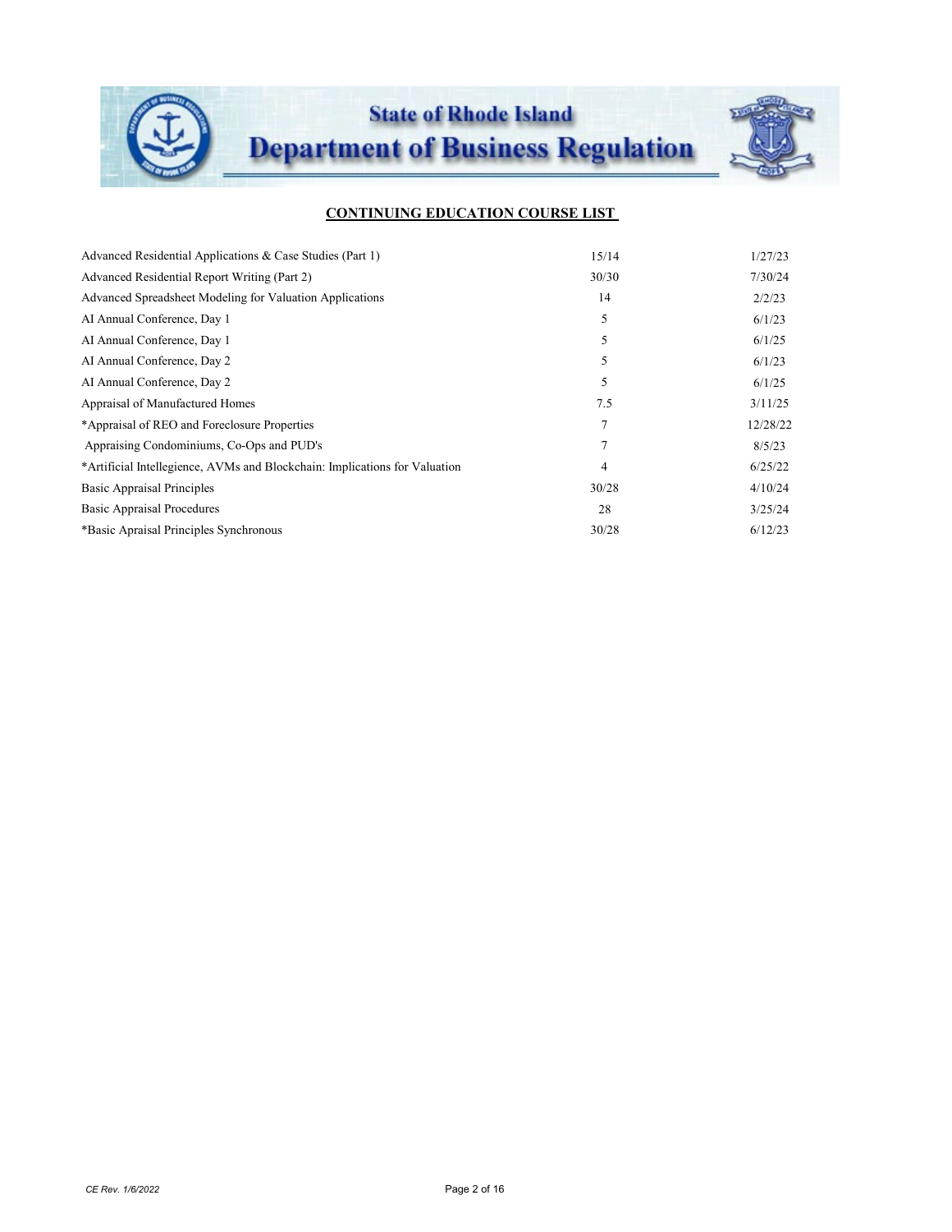## CONTINUING EDUCATION COURSE LIST

| | | |
|---|---|---|
| Advanced Residential Applications & Case Studies (Part 1) | 15/14 | 1/27/23 |
| Advanced Residential Report Writing (Part 2) | 30/30 | 7/30/24 |
| Advanced Spreadsheet Modeling for Valuation Applications | 14 | 2/2/23 |
| AI Annual Conference, Day 1 | 5 | 6/1/23 |
| AI Annual Conference, Day 1 | 5 | 6/1/25 |
| AI Annual Conference, Day 2 | 5 | 6/1/23 |
| AI Annual Conference, Day 2 | 5 | 6/1/25 |
| Appraisal of Manufactured Homes | 7.5 | 3/11/25 |
| *Appraisal of REO and Foreclosure Properties | 7 | 12/28/22 |
| Appraising Condominiums, Co-Ops and PUD's | 7 | 8/5/23 |
| *Artificial Intellegience, AVMs and Blockchain: Implications for Valuation | 4 | 6/25/22 |
| Basic Appraisal Principles | 30/28 | 4/10/24 |
| Basic Appraisal Procedures | 28 | 3/25/24 |
| *Basic Apraisal Principles Synchronous | 30/28 | 6/12/23 |

CE Rev. 1/6/2022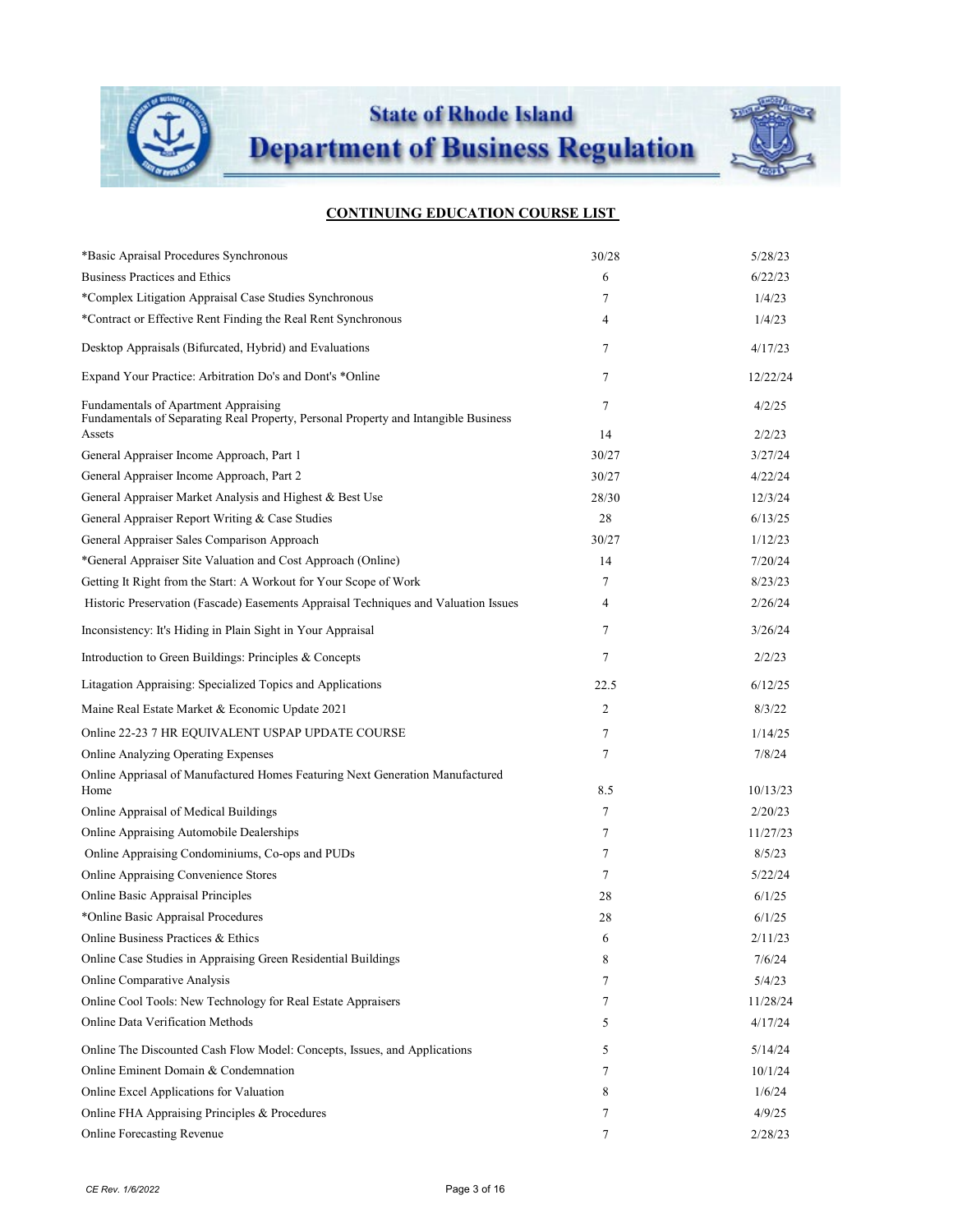## State of Rhode Island Department of Business Regulation

### CONTINUING EDUCATION COURSE LIST

| Course | Hours | Date |
|---|---|---|
| *Basic Apraisal Procedures Synchronous | 30/28 | 5/28/23 |
| Business Practices and Ethics | 6 | 6/22/23 |
| *Complex Litigation Appraisal Case Studies Synchronous | 7 | 1/4/23 |
| *Contract or Effective Rent Finding the Real Rent Synchronous | 4 | 1/4/23 |
| Desktop Appraisals (Bifurcated, Hybrid) and Evaluations | 7 | 4/17/23 |
| Expand Your Practice: Arbitration Do's and Dont's *Online | 7 | 12/22/24 |
| Fundamentals of Apartment Appraising | 7 | 4/2/25 |
| Fundamentals of Separating Real Property, Personal Property and Intangible Business Assets | 14 | 2/2/23 |
| General Appraiser Income Approach, Part 1 | 30/27 | 3/27/24 |
| General Appraiser Income Approach, Part 2 | 30/27 | 4/22/24 |
| General Appraiser Market Analysis and Highest & Best Use | 28/30 | 12/3/24 |
| General Appraiser Report Writing & Case Studies | 28 | 6/13/25 |
| General Appraiser Sales Comparison Approach | 30/27 | 1/12/23 |
| *General Appraiser Site Valuation and Cost Approach (Online) | 14 | 7/20/24 |
| Getting It Right from the Start: A Workout for Your Scope of Work | 7 | 8/23/23 |
| Historic Preservation (Fascade) Easements Appraisal Techniques and Valuation Issues | 4 | 2/26/24 |
| Inconsistency: It's Hiding in Plain Sight in Your Appraisal | 7 | 3/26/24 |
| Introduction to Green Buildings: Principles & Concepts | 7 | 2/2/23 |
| Litigation Appraising: Specialized Topics and Applications | 22.5 | 6/12/25 |
| Maine Real Estate Market & Economic Update 2021 | 2 | 8/3/22 |
| Online 22-23 7 HR EQUIVALENT USPAP UPDATE COURSE | 7 | 1/14/25 |
| Online Analyzing Operating Expenses | 7 | 7/8/24 |
| Online Appriasal of Manufactured Homes Featuring Next Generation Manufactured Home | 8.5 | 10/13/23 |
| Online Appraisal of Medical Buildings | 7 | 2/20/23 |
| Online Appraising Automobile Dealerships | 7 | 11/27/23 |
| Online Appraising Condominiums, Co-ops and PUDs | 7 | 8/5/23 |
| Online Appraising Convenience Stores | 7 | 5/22/24 |
| Online Basic Appraisal Principles | 28 | 6/1/25 |
| *Online Basic Appraisal Procedures | 28 | 6/1/25 |
| Online Business Practices & Ethics | 6 | 2/11/23 |
| Online Case Studies in Appraising Green Residential Buildings | 8 | 7/6/24 |
| Online Comparative Analysis | 7 | 5/4/23 |
| Online Cool Tools: New Technology for Real Estate Appraisers | 7 | 11/28/24 |
| Online Data Verification Methods | 5 | 4/17/24 |
| Online The Discounted Cash Flow Model: Concepts, Issues, and Applications | 5 | 5/14/24 |
| Online Eminent Domain & Condemnation | 7 | 10/1/24 |
| Online Excel Applications for Valuation | 8 | 1/6/24 |
| Online FHA Appraising Principles & Procedures | 7 | 4/9/25 |
| Online Forecasting Revenue | 7 | 2/28/23 |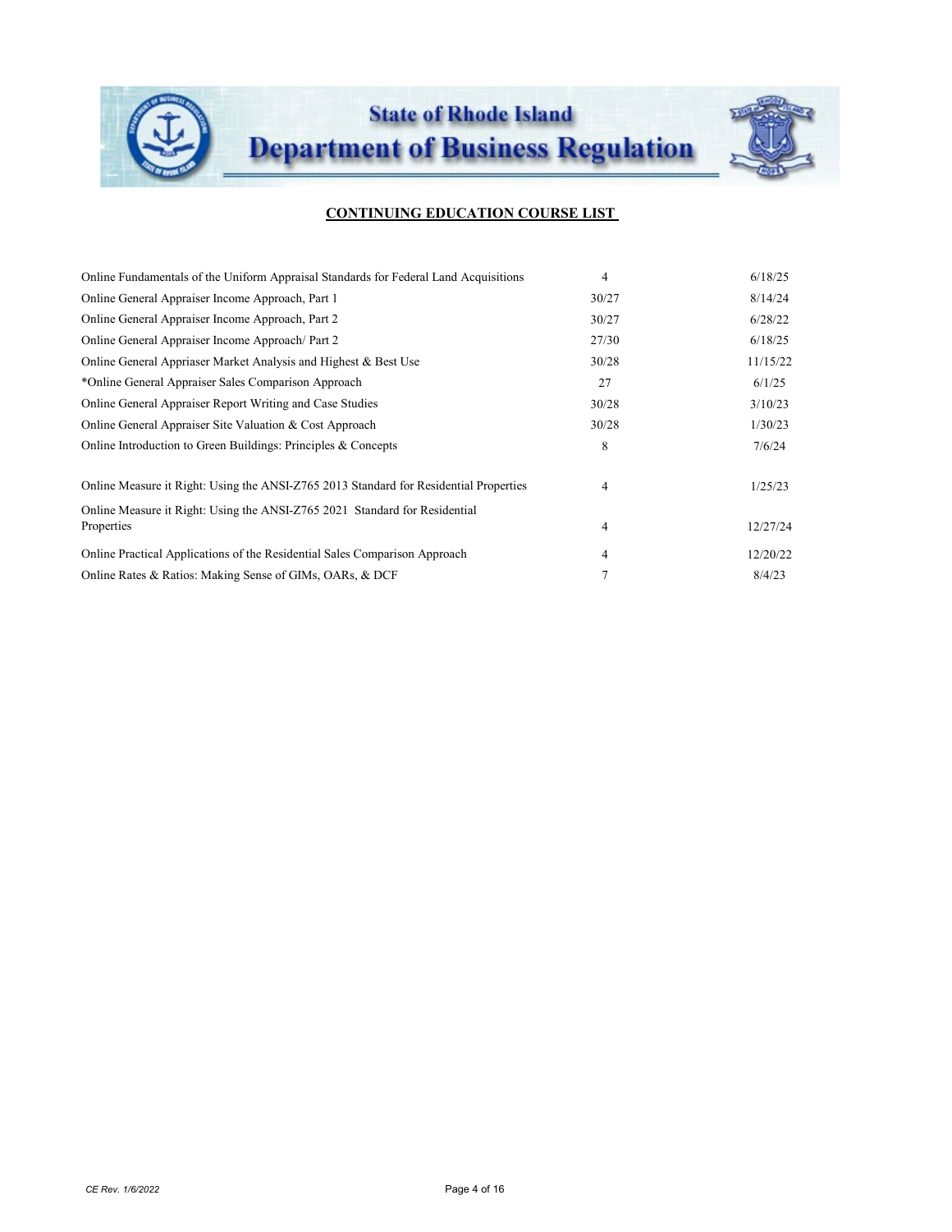## CONTINUING EDUCATION COURSE LIST

| | | |
|---|---|---|
| Online Fundamentals of the Uniform Appraisal Standards for Federal Land Acquisitions | 4 | 6/18/25 |
| Online General Appraiser Income Approach, Part 1 | 30/27 | 8/14/24 |
| Online General Appraiser Income Approach, Part 2 | 30/27 | 6/28/22 |
| Online General Appraiser Income Approach/ Part 2 | 27/30 | 6/18/25 |
| Online General Appriaser Market Analysis and Highest & Best Use | 30/28 | 11/15/22 |
| *Online General Appraiser Sales Comparison Approach | 27 | 6/1/25 |
| Online General Appraiser Report Writing and Case Studies | 30/28 | 3/10/23 |
| Online General Appraiser Site Valuation & Cost Approach | 30/28 | 1/30/23 |
| Online Introduction to Green Buildings: Principles & Concepts | 8 | 7/6/24 |
| Online Measure it Right: Using the ANSI-Z765 2013 Standard for Residential Properties | 4 | 1/25/23 |
| Online Measure it Right: Using the ANSI-Z765 2021 Standard for Residential Properties | 4 | 12/27/24 |
| Online Practical Applications of the Residential Sales Comparison Approach | 4 | 12/20/22 |
| Online Rates & Ratios: Making Sense of GIMs, OARs, & DCF | 7 | 8/4/23 |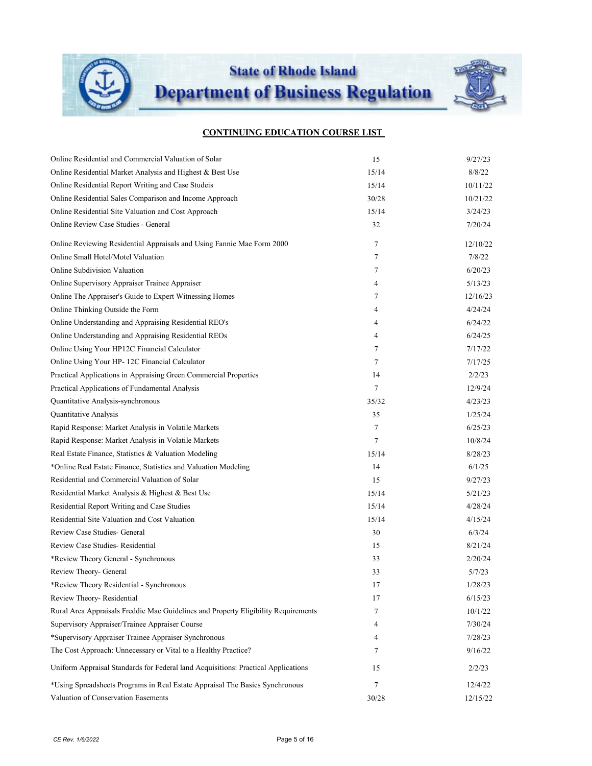## CONTINUING EDUCATION COURSE LIST

| | | |
|---|---|---|
| Online Residential and Commercial Valuation of Solar | 15 | 9/27/23 |
| Online Residential Market Analysis and Highest & Best Use | 15/14 | 8/8/22 |
| Online Residential Report Writing and Case Studeis | 15/14 | 10/11/22 |
| Online Residential Sales Comparison and Income Approach | 30/28 | 10/21/22 |
| Online Residential Site Valuation and Cost Approach | 15/14 | 3/24/23 |
| Online Review Case Studies - General | 32 | 7/20/24 |
| Online Reviewing Residential Appraisals and Using Fannie Mae Form 2000 | 7 | 12/10/22 |
| Online Small Hotel/Motel Valuation | 7 | 7/8/22 |
| Online Subdivision Valuation | 7 | 6/20/23 |
| Online Supervisory Appraiser Trainee Appraiser | 4 | 5/13/23 |
| Online The Appraiser's Guide to Expert Witnessing Homes | 7 | 12/16/23 |
| Online Thinking Outside the Form | 4 | 4/24/24 |
| Online Understanding and Appraising Residential REO's | 4 | 6/24/22 |
| Online Understanding and Appraising Residential REOs | 4 | 6/24/25 |
| Online Using Your HP12C Financial Calculator | 7 | 7/17/22 |
| Online Using Your HP- 12C Financial Calculator | 7 | 7/17/25 |
| Practical Applications in Appraising Green Commercial Properties | 14 | 2/2/23 |
| Practical Applications of Fundamental Analysis | 7 | 12/9/24 |
| Quantitative Analysis-synchronous | 35/32 | 4/23/23 |
| Quantitative Analysis | 35 | 1/25/24 |
| Rapid Response: Market Analysis in Volatile Markets | 7 | 6/25/23 |
| Rapid Response: Market Analysis in Volatile Markets | 7 | 10/8/24 |
| Real Estate Finance, Statistics & Valuation Modeling | 15/14 | 8/28/23 |
| *Online Real Estate Finance, Statistics and Valuation Modeling | 14 | 6/1/25 |
| Residential and Commercial Valuation of Solar | 15 | 9/27/23 |
| Residential Market Analysis & Highest & Best Use | 15/14 | 5/21/23 |
| Residential Report Writing and Case Studies | 15/14 | 4/28/24 |
| Residential Site Valuation and Cost Valuation | 15/14 | 4/15/24 |
| Review Case Studies- General | 30 | 6/3/24 |
| Review Case Studies- Residential | 15 | 8/21/24 |
| *Review Theory General - Synchronous | 33 | 2/20/24 |
| Review Theory- General | 33 | 5/7/23 |
| *Review Theory Residential - Synchronous | 17 | 1/28/23 |
| Review Theory- Residential | 17 | 6/15/23 |
| Rural Area Appraisals Freddie Mac Guidelines and Property Eligibility Requirements | 7 | 10/1/22 |
| Supervisory Appraiser/Trainee Appraiser Course | 4 | 7/30/24 |
| *Supervisory Appraiser Trainee Appraiser Synchronous | 4 | 7/28/23 |
| The Cost Approach: Unnecessary or Vital to a Healthy Practice? | 7 | 9/16/22 |
| Uniform Appraisal Standards for Federal land Acquisitions: Practical Applications | 15 | 2/2/23 |
| *Using Spreadsheets Programs in Real Estate Appraisal The Basics Synchronous | 7 | 12/4/22 |
| Valuation of Conservation Easements | 30/28 | 12/15/22 |

CE Rev. 1/6/2022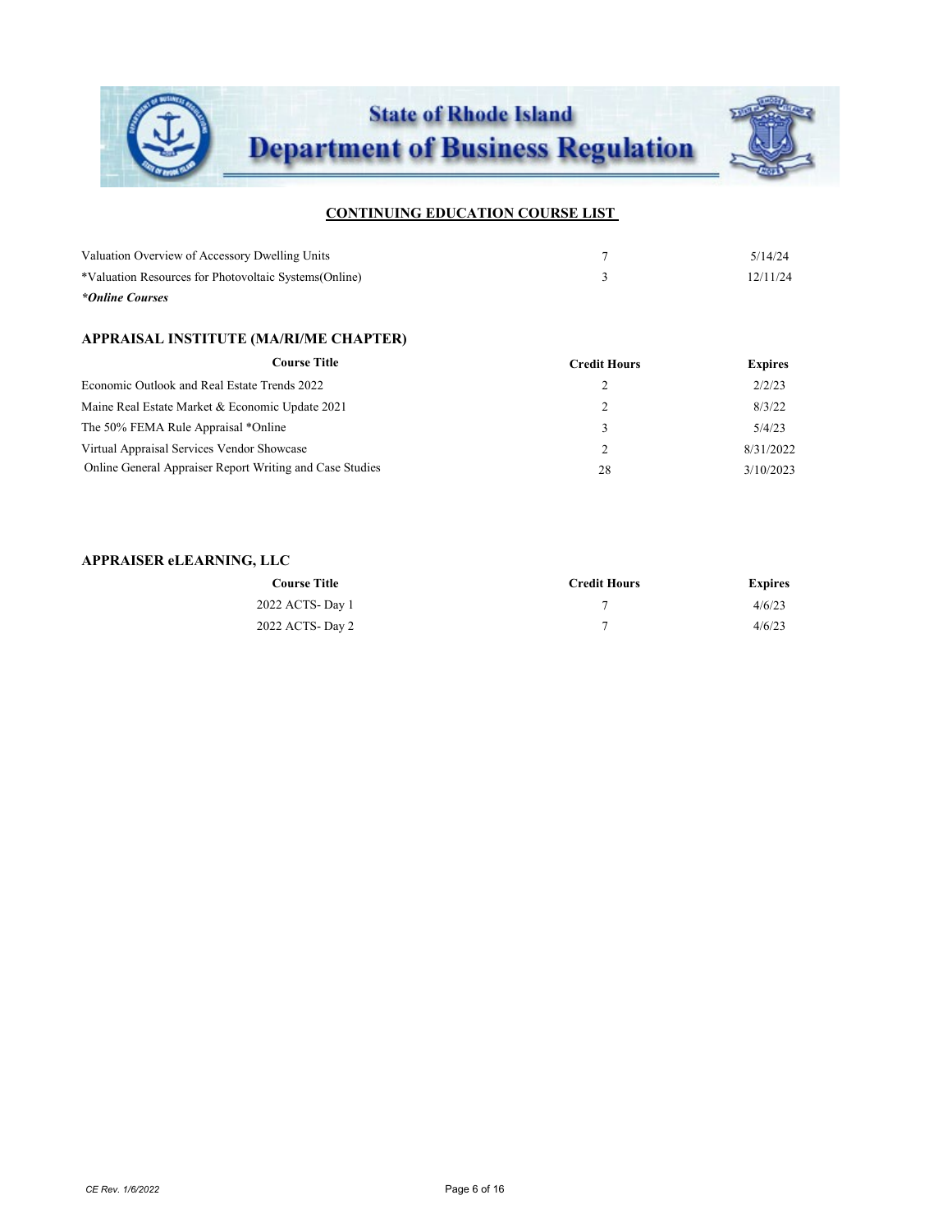## CONTINUING EDUCATION COURSE LIST

| Course Title | Credit Hours | Expires |
|---|---|---|
| Valuation Overview of Accessory Dwelling Units | 7 | 5/14/24 |
| *Valuation Resources for Photovoltaic Systems(Online) | 3 | 12/11/24 |

***Online Courses***

### APPRAISAL INSTITUTE (MA/RI/ME CHAPTER)

| Course Title | Credit Hours | Expires |
|---|---|---|
| Economic Outlook and Real Estate Trends 2022 | 2 | 2/2/23 |
| Maine Real Estate Market & Economic Update 2021 | 2 | 8/3/22 |
| The 50% FEMA Rule Appraisal *Online | 3 | 5/4/23 |
| Virtual Appraisal Services Vendor Showcase | 2 | 8/31/2022 |
| Online General Appraiser Report Writing and Case Studies | 28 | 3/10/2023 |

### APPRAISER eLEARNING, LLC

| Course Title | Credit Hours | Expires |
|---|---|---|
| 2022 ACTS- Day 1 | 7 | 4/6/23 |
| 2022 ACTS- Day 2 | 7 | 4/6/23 |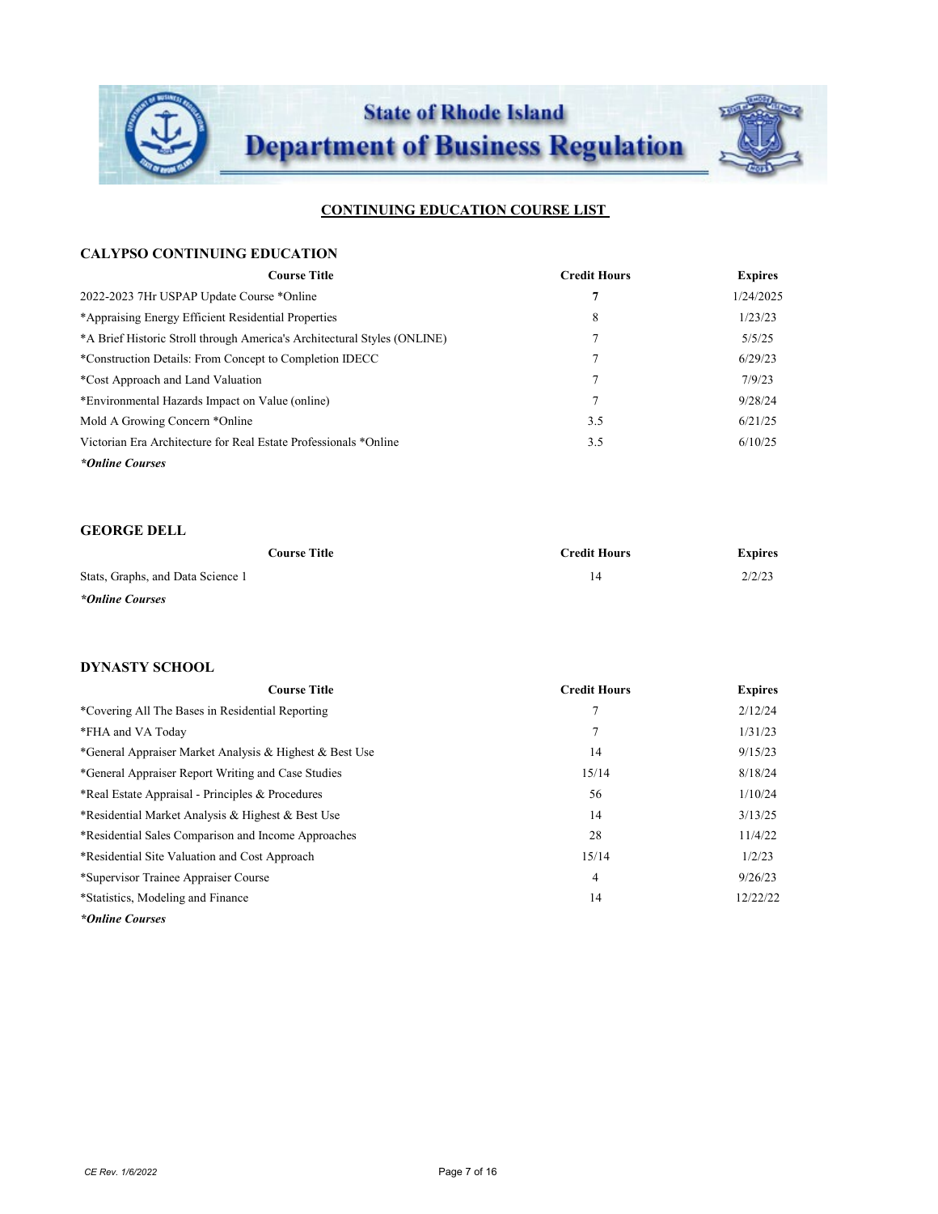State of Rhode Island
Department of Business Regulation

## CONTINUING EDUCATION COURSE LIST

### CALYPSO CONTINUING EDUCATION

| Course Title | Credit Hours | Expires |
|---|---|---|
| 2022-2023 7Hr USPAP Update Course *Online | **7** | 1/24/2025 |
| *Appraising Energy Efficient Residential Properties | 8 | 1/23/23 |
| *A Brief Historic Stroll through America's Architectural Styles (ONLINE) | 7 | 5/5/25 |
| *Construction Details: From Concept to Completion IDECC | 7 | 6/29/23 |
| *Cost Approach and Land Valuation | 7 | 7/9/23 |
| *Environmental Hazards Impact on Value (online) | 7 | 9/28/24 |
| Mold A Growing Concern *Online | 3.5 | 6/21/25 |
| Victorian Era Architecture for Real Estate Professionals *Online | 3.5 | 6/10/25 |

***Online Courses**

### GEORGE DELL

| Course Title | Credit Hours | Expires |
|---|---|---|
| Stats, Graphs, and Data Science 1 | 14 | 2/2/23 |

***Online Courses**

### DYNASTY SCHOOL

| Course Title | Credit Hours | Expires |
|---|---|---|
| *Covering All The Bases in Residential Reporting | 7 | 2/12/24 |
| *FHA and VA Today | 7 | 1/31/23 |
| *General Appraiser Market Analysis & Highest & Best Use | 14 | 9/15/23 |
| *General Appraiser Report Writing and Case Studies | 15/14 | 8/18/24 |
| *Real Estate Appraisal - Principles & Procedures | 56 | 1/10/24 |
| *Residential Market Analysis & Highest & Best Use | 14 | 3/13/25 |
| *Residential Sales Comparison and Income Approaches | 28 | 11/4/22 |
| *Residential Site Valuation and Cost Approach | 15/14 | 1/2/23 |
| *Supervisor Trainee Appraiser Course | 4 | 9/26/23 |
| *Statistics, Modeling and Finance | 14 | 12/22/22 |

***Online Courses**

CE Rev. 1/6/2022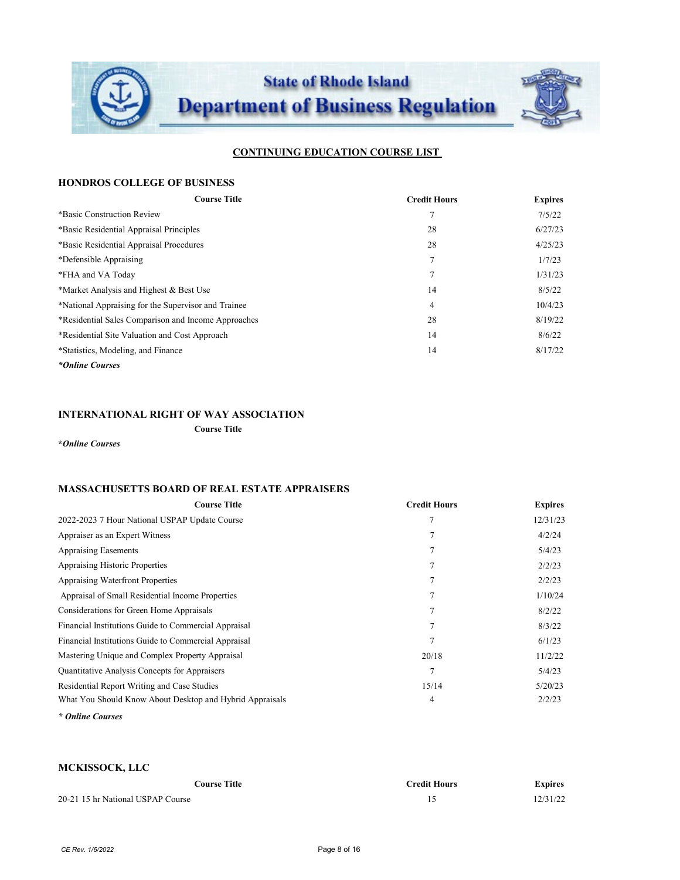## CONTINUING EDUCATION COURSE LIST

### HONDROS COLLEGE OF BUSINESS

| Course Title | Credit Hours | Expires |
|---|---|---|
| *Basic Construction Review | 7 | 7/5/22 |
| *Basic Residential Appraisal Principles | 28 | 6/27/23 |
| *Basic Residential Appraisal Procedures | 28 | 4/25/23 |
| *Defensible Appraising | 7 | 1/7/23 |
| *FHA and VA Today | 7 | 1/31/23 |
| *Market Analysis and Highest & Best Use | 14 | 8/5/22 |
| *National Appraising for the Supervisor and Trainee | 4 | 10/4/23 |
| *Residential Sales Comparison and Income Approaches | 28 | 8/19/22 |
| *Residential Site Valuation and Cost Approach | 14 | 8/6/22 |
| *Statistics, Modeling, and Finance | 14 | 8/17/22 |

***Online Courses***

### INTERNATIONAL RIGHT OF WAY ASSOCIATION

| Course Title |
|---|

***Online Courses***

### MASSACHUSETTS BOARD OF REAL ESTATE APPRAISERS

| Course Title | Credit Hours | Expires |
|---|---|---|
| 2022-2023 7 Hour National USPAP Update Course | 7 | 12/31/23 |
| Appraiser as an Expert Witness | 7 | 4/2/24 |
| Appraising Easements | 7 | 5/4/23 |
| Appraising Historic Properties | 7 | 2/2/23 |
| Appraising Waterfront Properties | 7 | 2/2/23 |
| Appraisal of Small Residential Income Properties | 7 | 1/10/24 |
| Considerations for Green Home Appraisals | 7 | 8/2/22 |
| Financial Institutions Guide to Commercial Appraisal | 7 | 8/3/22 |
| Financial Institutions Guide to Commercial Appraisal | 7 | 6/1/23 |
| Mastering Unique and Complex Property Appraisal | 20/18 | 11/2/22 |
| Quantitative Analysis Concepts for Appraisers | 7 | 5/4/23 |
| Residential Report Writing and Case Studies | 15/14 | 5/20/23 |
| What You Should Know About Desktop and Hybrid Appraisals | 4 | 2/2/23 |

***Online Courses***

### MCKISSOCK, LLC

| Course Title | Credit Hours | Expires |
|---|---|---|
| 20-21 15 hr National USPAP Course | 15 | 12/31/22 |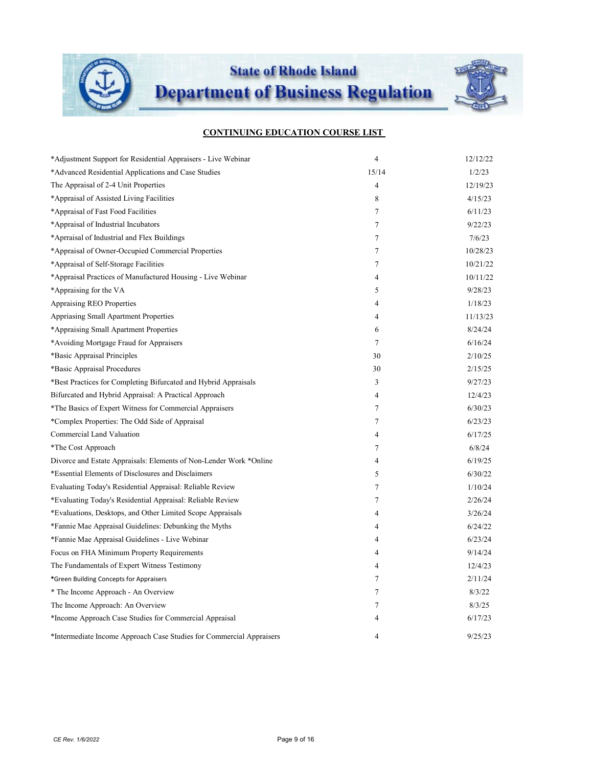## CONTINUING EDUCATION COURSE LIST

| Course | Hours | Date |
|---|---|---|
| *Adjustment Support for Residential Appraisers - Live Webinar | 4 | 12/12/22 |
| *Advanced Residential Applications and Case Studies | 15/14 | 1/2/23 |
| The Appraisal of 2-4 Unit Properties | 4 | 12/19/23 |
| *Appraisal of Assisted Living Facilities | 8 | 4/15/23 |
| *Appraisal of Fast Food Facilities | 7 | 6/11/23 |
| *Appraisal of Industrial Incubators | 7 | 9/22/23 |
| *Aprraisal of Industrial and Flex Buildings | 7 | 7/6/23 |
| *Appraisal of Owner-Occupied Commercial Properties | 7 | 10/28/23 |
| *Appraisal of Self-Storage Facilities | 7 | 10/21/22 |
| *Appraisal Practices of Manufactured Housing - Live Webinar | 4 | 10/11/22 |
| *Appraising for the VA | 5 | 9/28/23 |
| Appraising REO Properties | 4 | 1/18/23 |
| Appriasing Small Apartment Properties | 4 | 11/13/23 |
| *Appraising Small Apartment Properties | 6 | 8/24/24 |
| *Avoiding Mortgage Fraud for Appraisers | 7 | 6/16/24 |
| *Basic Appraisal Principles | 30 | 2/10/25 |
| *Basic Appraisal Procedures | 30 | 2/15/25 |
| *Best Practices for Completing Bifurcated and Hybrid Appraisals | 3 | 9/27/23 |
| Bifurcated and Hybrid Appraisal: A Practical Approach | 4 | 12/4/23 |
| *The Basics of Expert Witness for Commercial Appraisers | 7 | 6/30/23 |
| *Complex Properties: The Odd Side of Appraisal | 7 | 6/23/23 |
| Commercial Land Valuation | 4 | 6/17/25 |
| *The Cost Approach | 7 | 6/8/24 |
| Divorce and Estate Appraisals: Elements of Non-Lender Work *Online | 4 | 6/19/25 |
| *Essential Elements of Disclosures and Disclaimers | 5 | 6/30/22 |
| Evaluating Today's Residential Appraisal: Reliable Review | 7 | 1/10/24 |
| *Evaluating Today's Residential Appraisal: Reliable Review | 7 | 2/26/24 |
| *Evaluations, Desktops, and Other Limited Scope Appraisals | 4 | 3/26/24 |
| *Fannie Mae Appraisal Guidelines: Debunking the Myths | 4 | 6/24/22 |
| *Fannie Mae Appraisal Guidelines - Live Webinar | 4 | 6/23/24 |
| Focus on FHA Minimum Property Requirements | 4 | 9/14/24 |
| The Fundamentals of Expert Witness Testimony | 4 | 12/4/23 |
| *Green Building Concepts for Appraisers | 7 | 2/11/24 |
| * The Income Approach - An Overview | 7 | 8/3/22 |
| The Income Approach: An Overview | 7 | 8/3/25 |
| *Income Approach Case Studies for Commercial Appraisal | 4 | 6/17/23 |
| *Intermediate Income Approach Case Studies for Commercial Appraisers | 4 | 9/25/23 |

CE Rev. 1/6/2022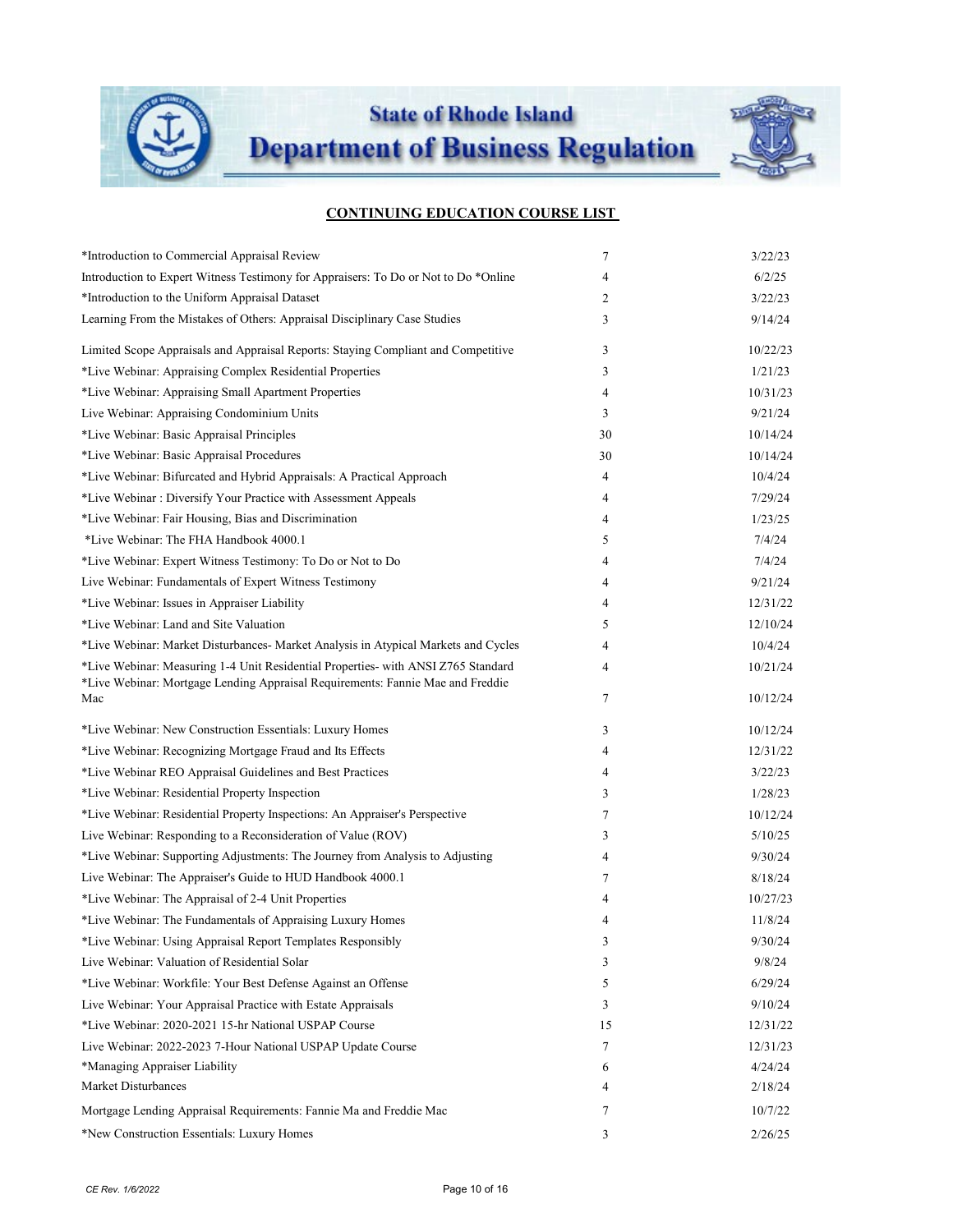## CONTINUING EDUCATION COURSE LIST

| Course | Hours | Date |
|---|---|---|
| *Introduction to Commercial Appraisal Review | 7 | 3/22/23 |
| Introduction to Expert Witness Testimony for Appraisers: To Do or Not to Do *Online | 4 | 6/2/25 |
| *Introduction to the Uniform Appraisal Dataset | 2 | 3/22/23 |
| Learning From the Mistakes of Others: Appraisal Disciplinary Case Studies | 3 | 9/14/24 |
| Limited Scope Appraisals and Appraisal Reports: Staying Compliant and Competitive | 3 | 10/22/23 |
| *Live Webinar: Appraising Complex Residential Properties | 3 | 1/21/23 |
| *Live Webinar: Appraising Small Apartment Properties | 4 | 10/31/23 |
| Live Webinar: Appraising Condominium Units | 3 | 9/21/24 |
| *Live Webinar: Basic Appraisal Principles | 30 | 10/14/24 |
| *Live Webinar: Basic Appraisal Procedures | 30 | 10/14/24 |
| *Live Webinar: Bifurcated and Hybrid Appraisals: A Practical Approach | 4 | 10/4/24 |
| *Live Webinar : Diversify Your Practice with Assessment Appeals | 4 | 7/29/24 |
| *Live Webinar: Fair Housing, Bias and Discrimination | 4 | 1/23/25 |
| *Live Webinar: The FHA Handbook 4000.1 | 5 | 7/4/24 |
| *Live Webinar: Expert Witness Testimony: To Do or Not to Do | 4 | 7/4/24 |
| Live Webinar: Fundamentals of Expert Witness Testimony | 4 | 9/21/24 |
| *Live Webinar: Issues in Appraiser Liability | 4 | 12/31/22 |
| *Live Webinar: Land and Site Valuation | 5 | 12/10/24 |
| *Live Webinar: Market Disturbances- Market Analysis in Atypical Markets and Cycles | 4 | 10/4/24 |
| *Live Webinar: Measuring 1-4 Unit Residential Properties- with ANSI Z765 Standard | 4 | 10/21/24 |
| *Live Webinar: Mortgage Lending Appraisal Requirements: Fannie Mae and Freddie Mac | 7 | 10/12/24 |
| *Live Webinar: New Construction Essentials: Luxury Homes | 3 | 10/12/24 |
| *Live Webinar: Recognizing Mortgage Fraud and Its Effects | 4 | 12/31/22 |
| *Live Webinar REO Appraisal Guidelines and Best Practices | 4 | 3/22/23 |
| *Live Webinar: Residential Property Inspection | 3 | 1/28/23 |
| *Live Webinar: Residential Property Inspections: An Appraiser's Perspective | 7 | 10/12/24 |
| Live Webinar: Responding to a Reconsideration of Value (ROV) | 3 | 5/10/25 |
| *Live Webinar: Supporting Adjustments: The Journey from Analysis to Adjusting | 4 | 9/30/24 |
| Live Webinar: The Appraiser's Guide to HUD Handbook 4000.1 | 7 | 8/18/24 |
| *Live Webinar: The Appraisal of 2-4 Unit Properties | 4 | 10/27/23 |
| *Live Webinar: The Fundamentals of Appraising Luxury Homes | 4 | 11/8/24 |
| *Live Webinar: Using Appraisal Report Templates Responsibly | 3 | 9/30/24 |
| Live Webinar: Valuation of Residential Solar | 3 | 9/8/24 |
| *Live Webinar: Workfile: Your Best Defense Against an Offense | 5 | 6/29/24 |
| Live Webinar: Your Appraisal Practice with Estate Appraisals | 3 | 9/10/24 |
| *Live Webinar: 2020-2021 15-hr National USPAP Course | 15 | 12/31/22 |
| Live Webinar: 2022-2023 7-Hour National USPAP Update Course | 7 | 12/31/23 |
| *Managing Appraiser Liability | 6 | 4/24/24 |
| Market Disturbances | 4 | 2/18/24 |
| Mortgage Lending Appraisal Requirements: Fannie Ma and Freddie Mac | 7 | 10/7/22 |
| *New Construction Essentials: Luxury Homes | 3 | 2/26/25 |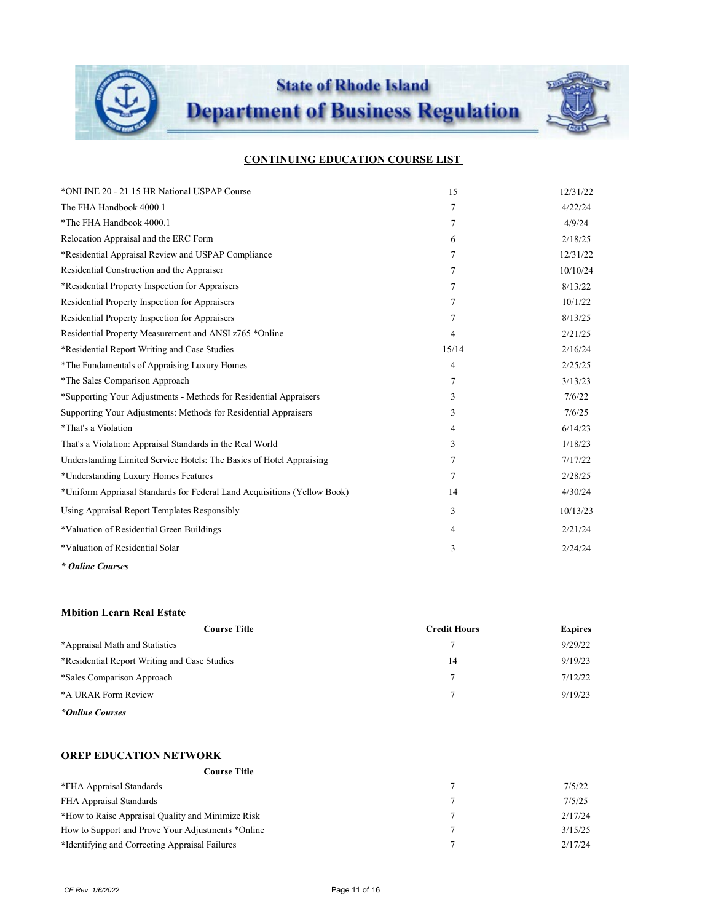State of Rhode Island
Department of Business Regulation

## CONTINUING EDUCATION COURSE LIST

| Course Title | Credit Hours | Expires |
|---|---|---|
| *ONLINE 20 - 21 15 HR National USPAP Course | 15 | 12/31/22 |
| The FHA Handbook 4000.1 | 7 | 4/22/24 |
| *The FHA Handbook 4000.1 | 7 | 4/9/24 |
| Relocation Appraisal and the ERC Form | 6 | 2/18/25 |
| *Residential Appraisal Review and USPAP Compliance | 7 | 12/31/22 |
| Residential Construction and the Appraiser | 7 | 10/10/24 |
| *Residential Property Inspection for Appraisers | 7 | 8/13/22 |
| Residential Property Inspection for Appraisers | 7 | 10/1/22 |
| Residential Property Inspection for Appraisers | 7 | 8/13/25 |
| Residential Property Measurement and ANSI z765 *Online | 4 | 2/21/25 |
| *Residential Report Writing and Case Studies | 15/14 | 2/16/24 |
| *The Fundamentals of Appraising Luxury Homes | 4 | 2/25/25 |
| *The Sales Comparison Approach | 7 | 3/13/23 |
| *Supporting Your Adjustments - Methods for Residential Appraisers | 3 | 7/6/22 |
| Supporting Your Adjustments: Methods for Residential Appraisers | 3 | 7/6/25 |
| *That's a Violation | 4 | 6/14/23 |
| That's a Violation: Appraisal Standards in the Real World | 3 | 1/18/23 |
| Understanding Limited Service Hotels: The Basics of Hotel Appraising | 7 | 7/17/22 |
| *Understanding Luxury Homes Features | 7 | 2/28/25 |
| *Uniform Appriasal Standards for Federal Land Acquisitions (Yellow Book) | 14 | 4/30/24 |
| Using Appraisal Report Templates Responsibly | 3 | 10/13/23 |
| *Valuation of Residential Green Buildings | 4 | 2/21/24 |
| *Valuation of Residential Solar | 3 | 2/24/24 |

***Online Courses***

### Mbition Learn Real Estate

| Course Title | Credit Hours | Expires |
|---|---|---|
| *Appraisal Math and Statistics | 7 | 9/29/22 |
| *Residential Report Writing and Case Studies | 14 | 9/19/23 |
| *Sales Comparison Approach | 7 | 7/12/22 |
| *A URAR Form Review | 7 | 9/19/23 |

***Online Courses***

### OREP EDUCATION NETWORK

| Course Title | | |
|---|---|---|
| *FHA Appraisal Standards | 7 | 7/5/22 |
| FHA Appraisal Standards | 7 | 7/5/25 |
| *How to Raise Appraisal Quality and Minimize Risk | 7 | 2/17/24 |
| How to Support and Prove Your Adjustments *Online | 7 | 3/15/25 |
| *Identifying and Correcting Appraisal Failures | 7 | 2/17/24 |

CE Rev. 1/6/2022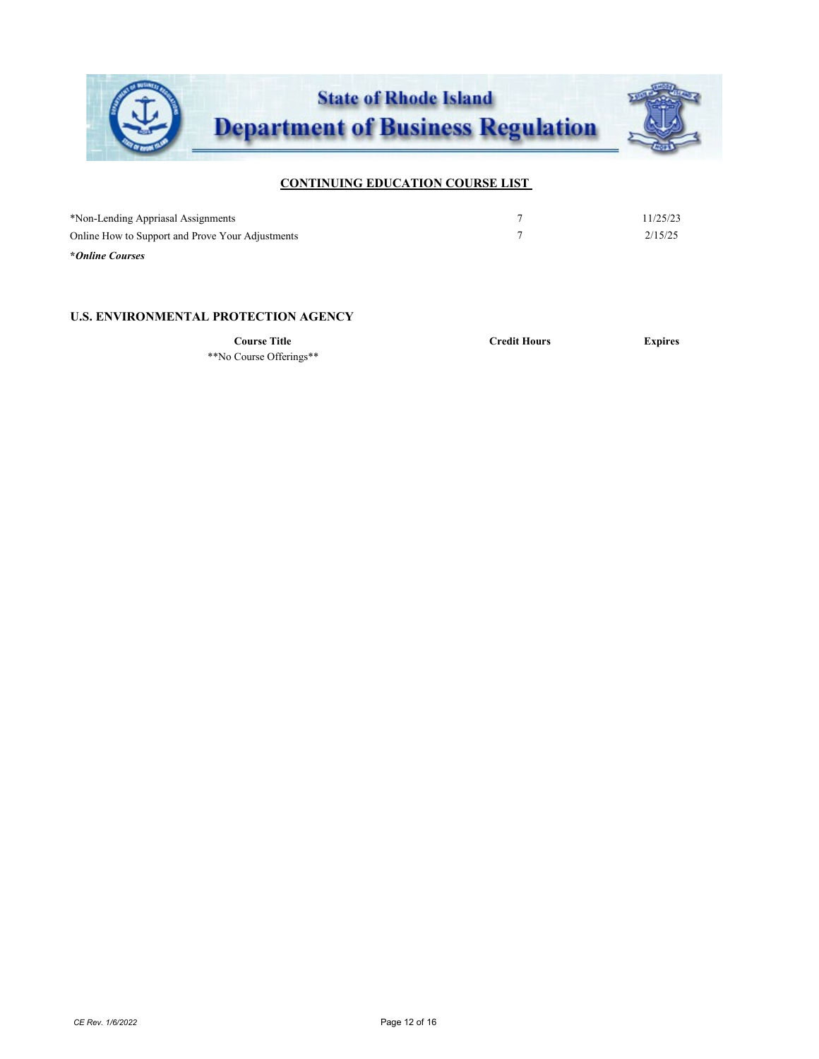## CONTINUING EDUCATION COURSE LIST

| | | |
|---|---|---|
| *Non-Lending Appriasal Assignments | 7 | 11/25/23 |
| Online How to Support and Prove Your Adjustments | 7 | 2/15/25 |

***Online Courses***

### U.S. ENVIRONMENTAL PROTECTION AGENCY

| Course Title | Credit Hours | Expires |
|---|---|---|
| **No Course Offerings** | | |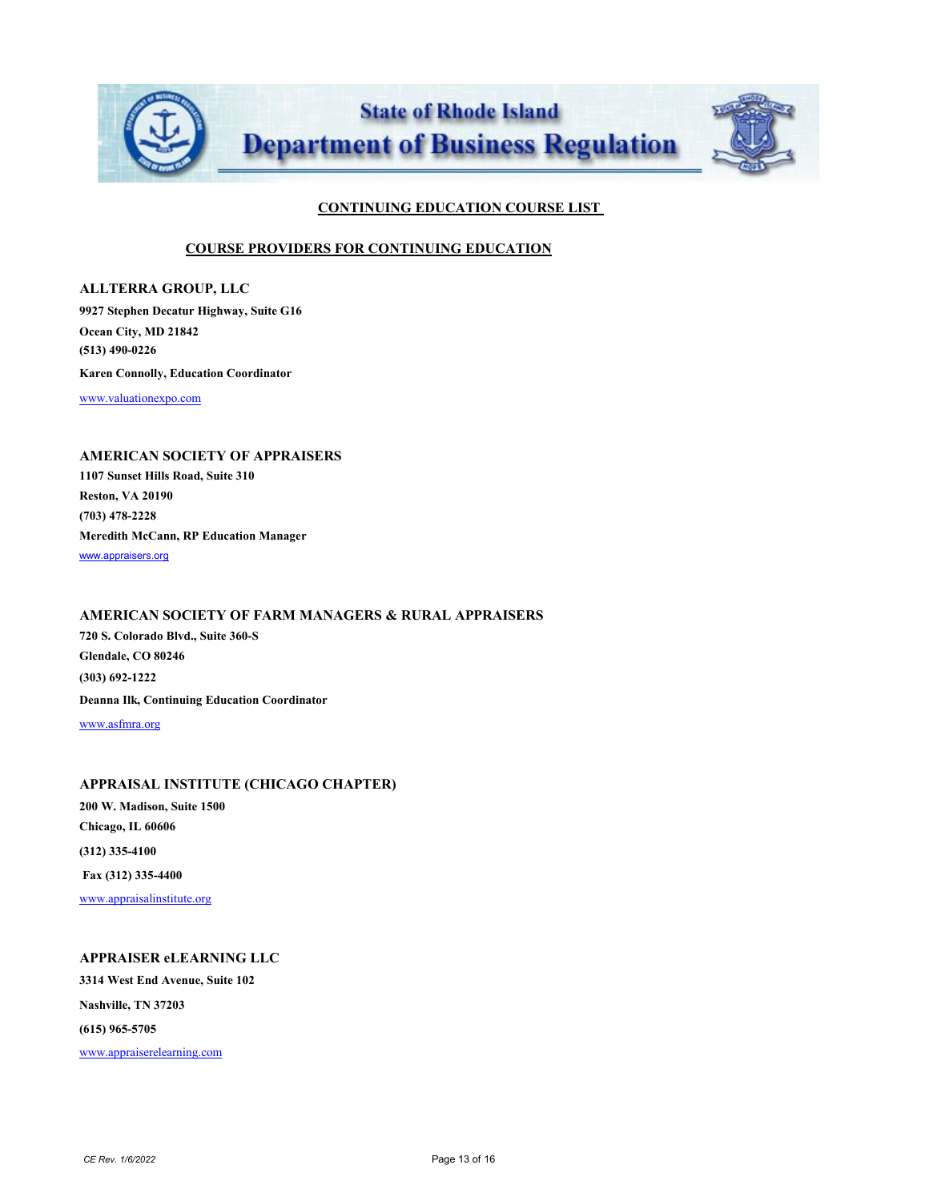**State of Rhode Island**
**Department of Business Regulation**

## CONTINUING EDUCATION COURSE LIST

## COURSE PROVIDERS FOR CONTINUING EDUCATION

### ALLTERRA GROUP, LLC

**9927 Stephen Decatur Highway, Suite G16**
**Ocean City, MD 21842**
**(513) 490-0226**
**Karen Connolly, Education Coordinator**
www.valuationexpo.com

### AMERICAN SOCIETY OF APPRAISERS

**1107 Sunset Hills Road, Suite 310**
**Reston, VA 20190**
**(703) 478-2228**
**Meredith McCann, RP Education Manager**
www.appraisers.org

### AMERICAN SOCIETY OF FARM MANAGERS & RURAL APPRAISERS

**720 S. Colorado Blvd., Suite 360-S**
**Glendale, CO 80246**
**(303) 692-1222**
**Deanna Ilk, Continuing Education Coordinator**
www.asfmra.org

### APPRAISAL INSTITUTE (CHICAGO CHAPTER)

**200 W. Madison, Suite 1500**
**Chicago, IL 60606**
**(312) 335-4100**
**Fax (312) 335-4400**
www.appraisalinstitute.org

### APPRAISER eLEARNING LLC

**3314 West End Avenue, Suite 102**
**Nashville, TN 37203**
**(615) 965-5705**
www.appraiserelearning.com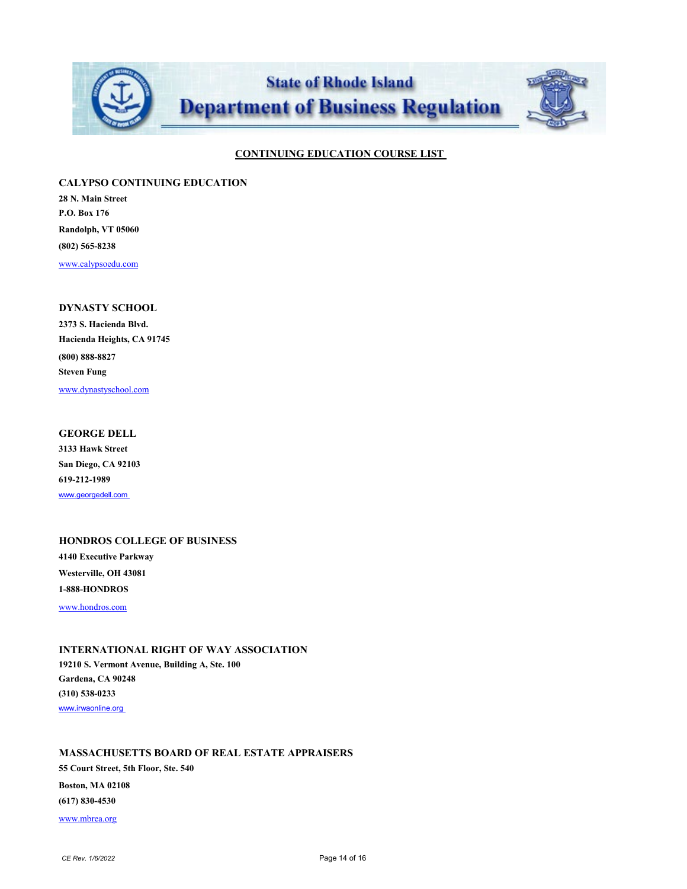State of Rhode Island
Department of Business Regulation

## CONTINUING EDUCATION COURSE LIST

### CALYPSO CONTINUING EDUCATION

**28 N. Main Street**
**P.O. Box 176**
**Randolph, VT 05060**
**(802) 565-8238**
www.calypsoedu.com

### DYNASTY SCHOOL

**2373 S. Hacienda Blvd.**
**Hacienda Heights, CA 91745**
**(800) 888-8827**
**Steven Fung**
www.dynastyschool.com

### GEORGE DELL

**3133 Hawk Street**
**San Diego, CA 92103**
**619-212-1989**
www.georgedell.com

### HONDROS COLLEGE OF BUSINESS

**4140 Executive Parkway**
**Westerville, OH 43081**
**1-888-HONDROS**
www.hondros.com

### INTERNATIONAL RIGHT OF WAY ASSOCIATION

**19210 S. Vermont Avenue, Building A, Ste. 100**
**Gardena, CA 90248**
**(310) 538-0233**
www.irwaonline.org

### MASSACHUSETTS BOARD OF REAL ESTATE APPRAISERS

**55 Court Street, 5th Floor, Ste. 540**
**Boston, MA 02108**
**(617) 830-4530**
www.mbrea.org

*CE Rev. 1/6/2022*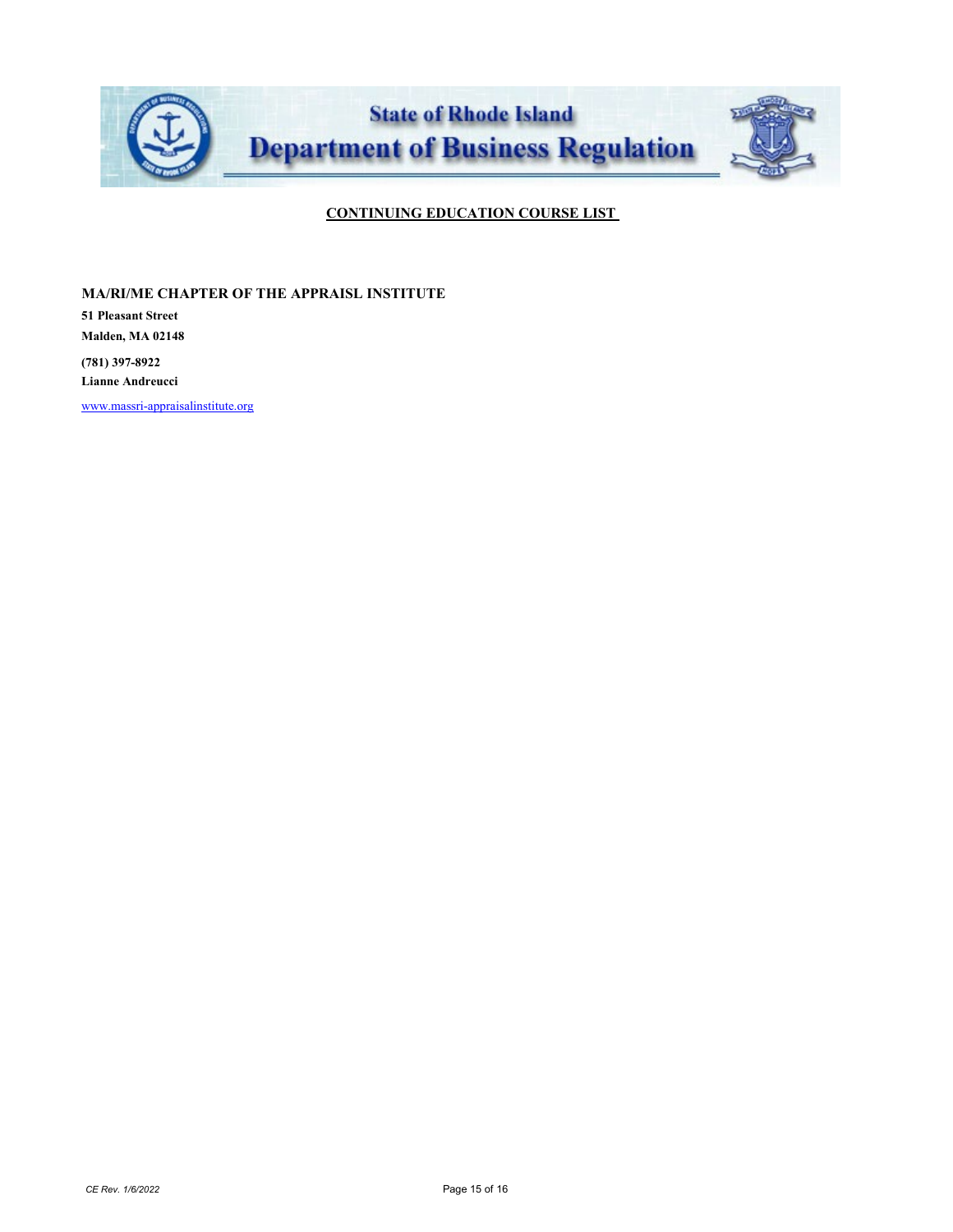**State of Rhode Island**
**Department of Business Regulation**

**CONTINUING EDUCATION COURSE LIST**

**MA/RI/ME CHAPTER OF THE APPRAISL INSTITUTE**

**51 Pleasant Street**

**Malden, MA 02148**

**(781) 397-8922**

**Lianne Andreucci**

www.massri-appraisalinstitute.org

*CE Rev. 1/6/2022*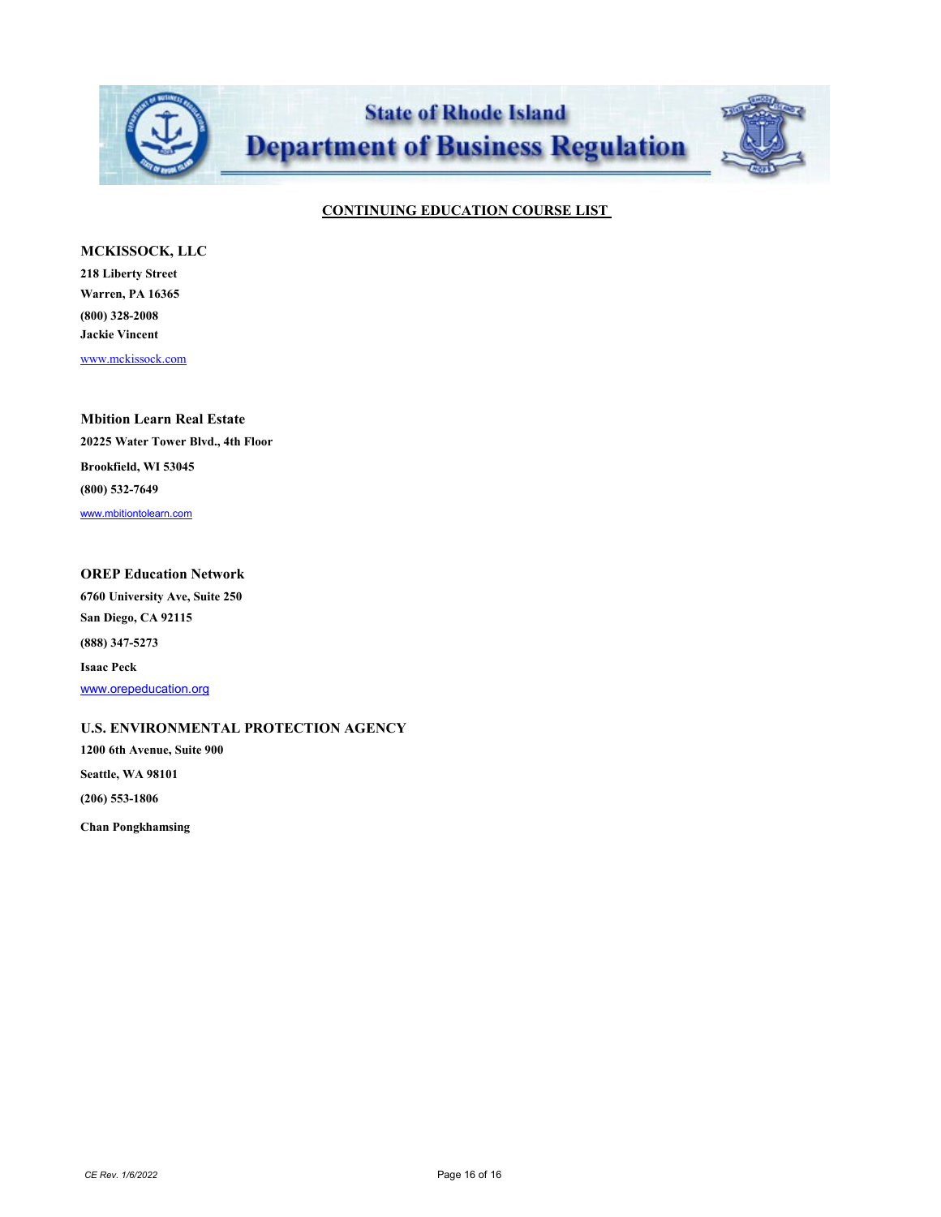State of Rhode Island

Department of Business Regulation

**CONTINUING EDUCATION COURSE LIST**

**MCKISSOCK, LLC**
**218 Liberty Street**
**Warren, PA 16365**
**(800) 328-2008**
**Jackie Vincent**
www.mckissock.com

**Mbition Learn Real Estate**
**20225 Water Tower Blvd., 4th Floor**
**Brookfield, WI 53045**
**(800) 532-7649**
www.mbitiontolearn.com

**OREP Education Network**
**6760 University Ave, Suite 250**
**San Diego, CA 92115**
**(888) 347-5273**
**Isaac Peck**
www.orepeducation.org

**U.S. ENVIRONMENTAL PROTECTION AGENCY**
**1200 6th Avenue, Suite 900**
**Seattle, WA 98101**
**(206) 553-1806**
**Chan Pongkhamsing**

*CE Rev. 1/6/2022*